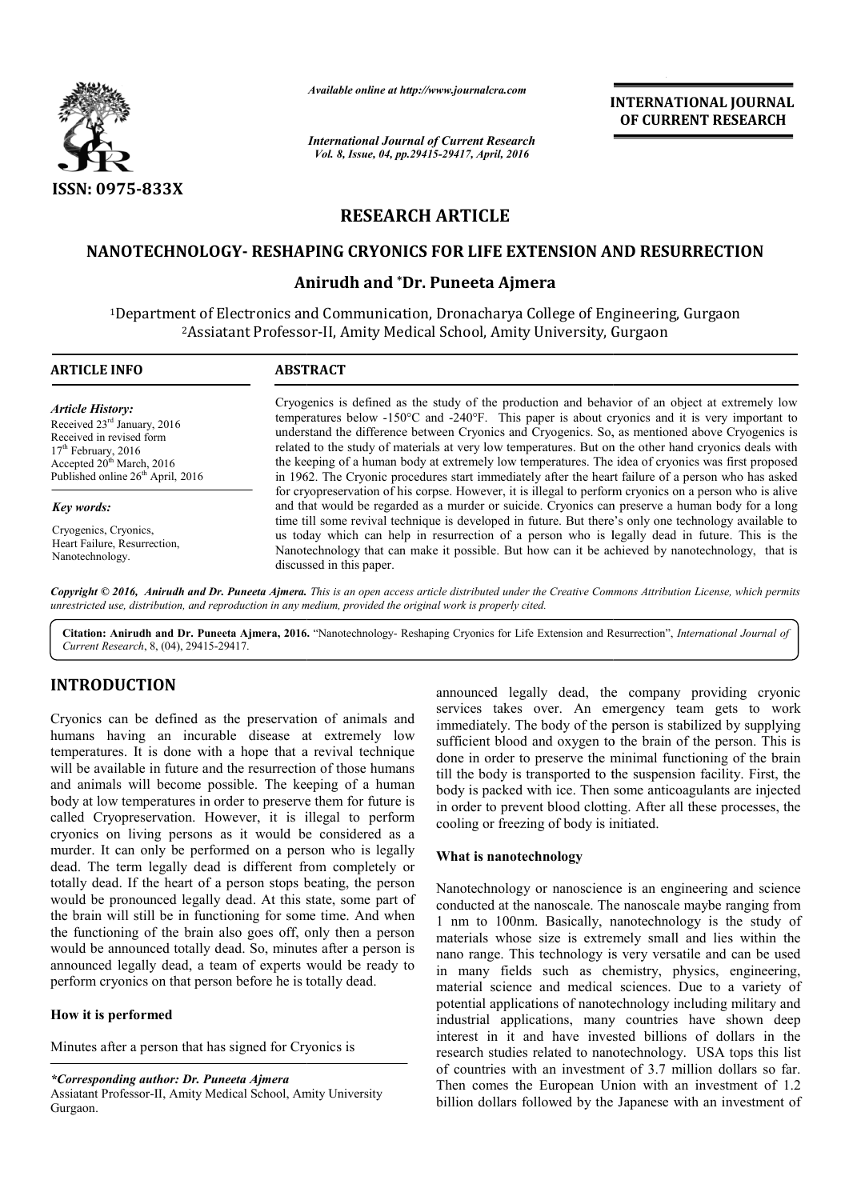# RESEARCH ARTICLE

## NANOTECHNOLOGY- RESHAPING CRYONICS FOR LIFE EXTENSION AND RESURRECTION

### Anirudh and *Dr. Puneeta Ajmera

[1]Department of Electronics and Communication, Dronacharya College of Engineering, Gurgaon
[2]Assiatant Professor-II, Amity Medical School, Amity University, Gurgaon

**ARTICLE INFO**

*Article History:*
Received 23rd January, 2016
Received in revised form
17th February, 2016
Accepted 20th March, 2016
Published online 26th April, 2016

*Key words:*
Cryogenics, Cryonics,
Heart Failure, Resurrection,
Nanotechnology.

**ABSTRACT**

Cryogenics is defined as the study of the production and behavior of an object at extremely low temperatures below -150°C and -240°F. This paper is about cryonics and it is very important to understand the difference between Cryonics and Cryogenics. So, as mentioned above Cryogenics is related to the study of materials at very low temperatures. But on the other hand cryonics deals with the keeping of a human body at extremely low temperatures. The idea of cryonics was first proposed in 1962. The Cryonic procedures start immediately after the heart failure of a person who has asked for cryopreservation of his corpse. However, it is illegal to perform cryonics on a person who is alive and that would be regarded as a murder or suicide. Cryonics can preserve a human body for a long time till some revival technique is developed in future. But there's only one technology available to us today which can help in resurrection of a person who is legally dead in future. This is the Nanotechnology that can make it possible. But how can it be achieved by nanotechnology, that is discussed in this paper.

*Copyright © 2016, Anirudh and Dr. Puneeta Ajmera. This is an open access article distributed under the Creative Commons Attribution License, which permits unrestricted use, distribution, and reproduction in any medium, provided the original work is properly cited.*

**Citation: Anirudh and Dr. Puneeta Ajmera, 2016.** "Nanotechnology- Reshaping Cryonics for Life Extension and Resurrection", *International Journal of Current Research*, 8, (04), 29415-29417.

## INTRODUCTION

Cryonics can be defined as the preservation of animals and humans having an incurable disease at extremely low temperatures. It is done with a hope that a revival technique will be available in future and the resurrection of those humans and animals will become possible. The keeping of a human body at low temperatures in order to preserve them for future is called Cryopreservation. However, it is illegal to perform cryonics on living persons as it would be considered as a murder. It can only be performed on a person who is legally dead. The term legally dead is different from completely or totally dead. If the heart of a person stops beating, the person would be pronounced legally dead. At this state, some part of the brain will still be in functioning for some time. And when the functioning of the brain also goes off, only then a person would be announced totally dead. So, minutes after a person is announced legally dead, a team of experts would be ready to perform cryonics on that person before he is totally dead.

### How it is performed

Minutes after a person that has signed for Cryonics is announced legally dead, the company providing cryonic services takes over. An emergency team gets to work immediately. The body of the person is stabilized by supplying sufficient blood and oxygen to the brain of the person. This is done in order to preserve the minimal functioning of the brain till the body is transported to the suspension facility. First, the body is packed with ice. Then some anticoagulants are injected in order to prevent blood clotting. After all these processes, the cooling or freezing of body is initiated.

### What is nanotechnology

Nanotechnology or nanoscience is an engineering and science conducted at the nanoscale. The nanoscale maybe ranging from 1 nm to 100nm. Basically, nanotechnology is the study of materials whose size is extremely small and lies within the nano range. This technology is very versatile and can be used in many fields such as chemistry, physics, engineering, material science and medical sciences. Due to a variety of potential applications of nanotechnology including military and industrial applications, many countries have shown deep interest in it and have invested billions of dollars in the research studies related to nanotechnology. USA tops this list of countries with an investment of 3.7 million dollars so far. Then comes the European Union with an investment of 1.2 billion dollars followed by the Japanese with an investment of

*\*Corresponding author: Dr. Puneeta Ajmera*
Assiatant Professor-II, Amity Medical School, Amity University Gurgaon.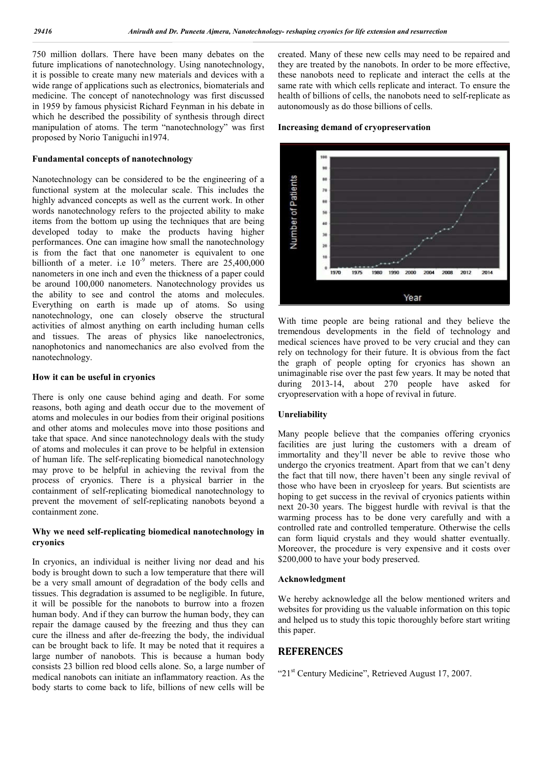750 million dollars. There have been many debates on the future implications of nanotechnology. Using nanotechnology, it is possible to create many new materials and devices with a wide range of applications such as electronics, biomaterials and medicine. The concept of nanotechnology was first discussed in 1959 by famous physicist Richard Feynman in his debate in which he described the possibility of synthesis through direct manipulation of atoms. The term "nanotechnology" was first proposed by Norio Taniguchi in1974.

### Fundamental concepts of nanotechnology

Nanotechnology can be considered to be the engineering of a functional system at the molecular scale. This includes the highly advanced concepts as well as the current work. In other words nanotechnology refers to the projected ability to make items from the bottom up using the techniques that are being developed today to make the products having higher performances. One can imagine how small the nanotechnology is from the fact that one nanometer is equivalent to one billionth of a meter. i.e $10^{-9}$ meters. There are 25,400,000 nanometers in one inch and even the thickness of a paper could be around 100,000 nanometers. Nanotechnology provides us the ability to see and control the atoms and molecules. Everything on earth is made up of atoms. So using nanotechnology, one can closely observe the structural activities of almost anything on earth including human cells and tissues. The areas of physics like nanoelectronics, nanophotonics and nanomechanics are also evolved from the nanotechnology.

### How it can be useful in cryonics

There is only one cause behind aging and death. For some reasons, both aging and death occur due to the movement of atoms and molecules in our bodies from their original positions and other atoms and molecules move into those positions and take that space. And since nanotechnology deals with the study of atoms and molecules it can prove to be helpful in extension of human life. The self-replicating biomedical nanotechnology may prove to be helpful in achieving the revival from the process of cryonics. There is a physical barrier in the containment of self-replicating biomedical nanotechnology to prevent the movement of self-replicating nanobots beyond a containment zone.

### Why we need self-replicating biomedical nanotechnology in cryonics

In cryonics, an individual is neither living nor dead and his body is brought down to such a low temperature that there will be a very small amount of degradation of the body cells and tissues. This degradation is assumed to be negligible. In future, it will be possible for the nanobots to burrow into a frozen human body. And if they can burrow the human body, they can repair the damage caused by the freezing and thus they can cure the illness and after de-freezing the body, the individual can be brought back to life. It may be noted that it requires a large number of nanobots. This is because a human body consists 23 billion red blood cells alone. So, a large number of medical nanobots can initiate an inflammatory reaction. As the body starts to come back to life, billions of new cells will be created. Many of these new cells may need to be repaired and they are treated by the nanobots. In order to be more effective, these nanobots need to replicate and interact the cells at the same rate with which cells replicate and interact. To ensure the health of billions of cells, the nanobots need to self-replicate as autonomously as do those billions of cells.

### Increasing demand of cryopreservation

With time people are being rational and they believe the tremendous developments in the field of technology and medical sciences have proved to be very crucial and they can rely on technology for their future. It is obvious from the fact the graph of people opting for cryonics has shown an unimaginable rise over the past few years. It may be noted that during 2013-14, about 270 people have asked for cryopreservation with a hope of revival in future.

### Unreliability

Many people believe that the companies offering cryonics facilities are just luring the customers with a dream of immortality and they'll never be able to revive those who undergo the cryonics treatment. Apart from that we can't deny the fact that till now, there haven't been any single revival of those who have been in cryosleep for years. But scientists are hoping to get success in the revival of cryonics patients within next 20-30 years. The biggest hurdle with revival is that the warming process has to be done very carefully and with a controlled rate and controlled temperature. Otherwise the cells can form liquid crystals and they would shatter eventually. Moreover, the procedure is very expensive and it costs over \$200,000 to have your body preserved.

### Acknowledgment

We hereby acknowledge all the below mentioned writers and websites for providing us the valuable information on this topic and helped us to study this topic thoroughly before start writing this paper.

## REFERENCES

"21st Century Medicine", Retrieved August 17, 2007.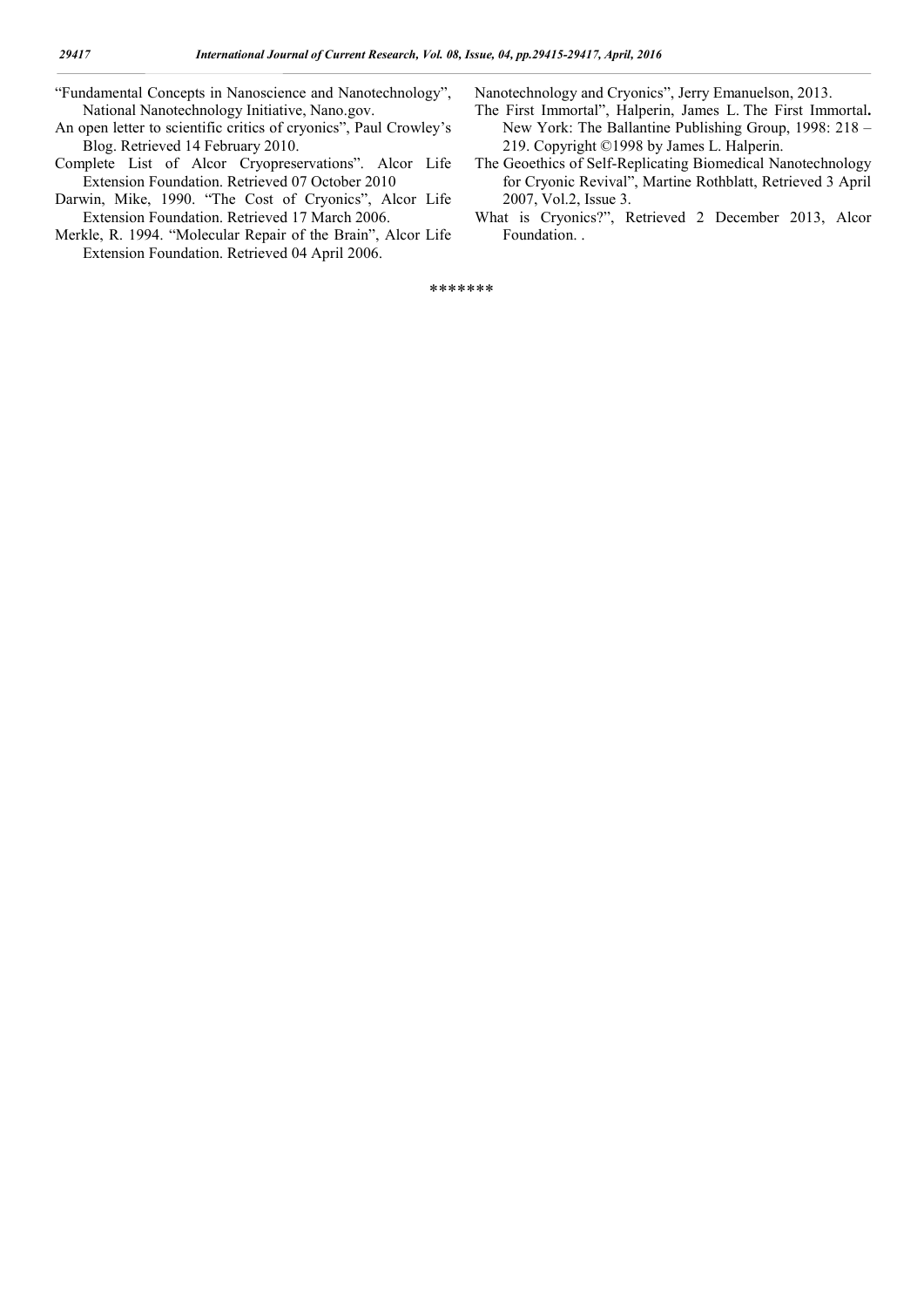"Fundamental Concepts in Nanoscience and Nanotechnology", National Nanotechnology Initiative, Nano.gov.

An open letter to scientific critics of cryonics", Paul Crowley's Blog. Retrieved 14 February 2010.

Complete List of Alcor Cryopreservations". Alcor Life Extension Foundation. Retrieved 07 October 2010

Darwin, Mike, 1990. "The Cost of Cryonics", Alcor Life Extension Foundation. Retrieved 17 March 2006.

Merkle, R. 1994. "Molecular Repair of the Brain", Alcor Life Extension Foundation. Retrieved 04 April 2006.

Nanotechnology and Cryonics", Jerry Emanuelson, 2013.

The First Immortal", Halperin, James L. The First Immortal**.** New York: The Ballantine Publishing Group, 1998: 218 – 219. Copyright ©1998 by James L. Halperin.

The Geoethics of Self-Replicating Biomedical Nanotechnology for Cryonic Revival", Martine Rothblatt, Retrieved 3 April 2007, Vol.2, Issue 3.

What is Cryonics?", Retrieved 2 December 2013, Alcor Foundation. .

*******